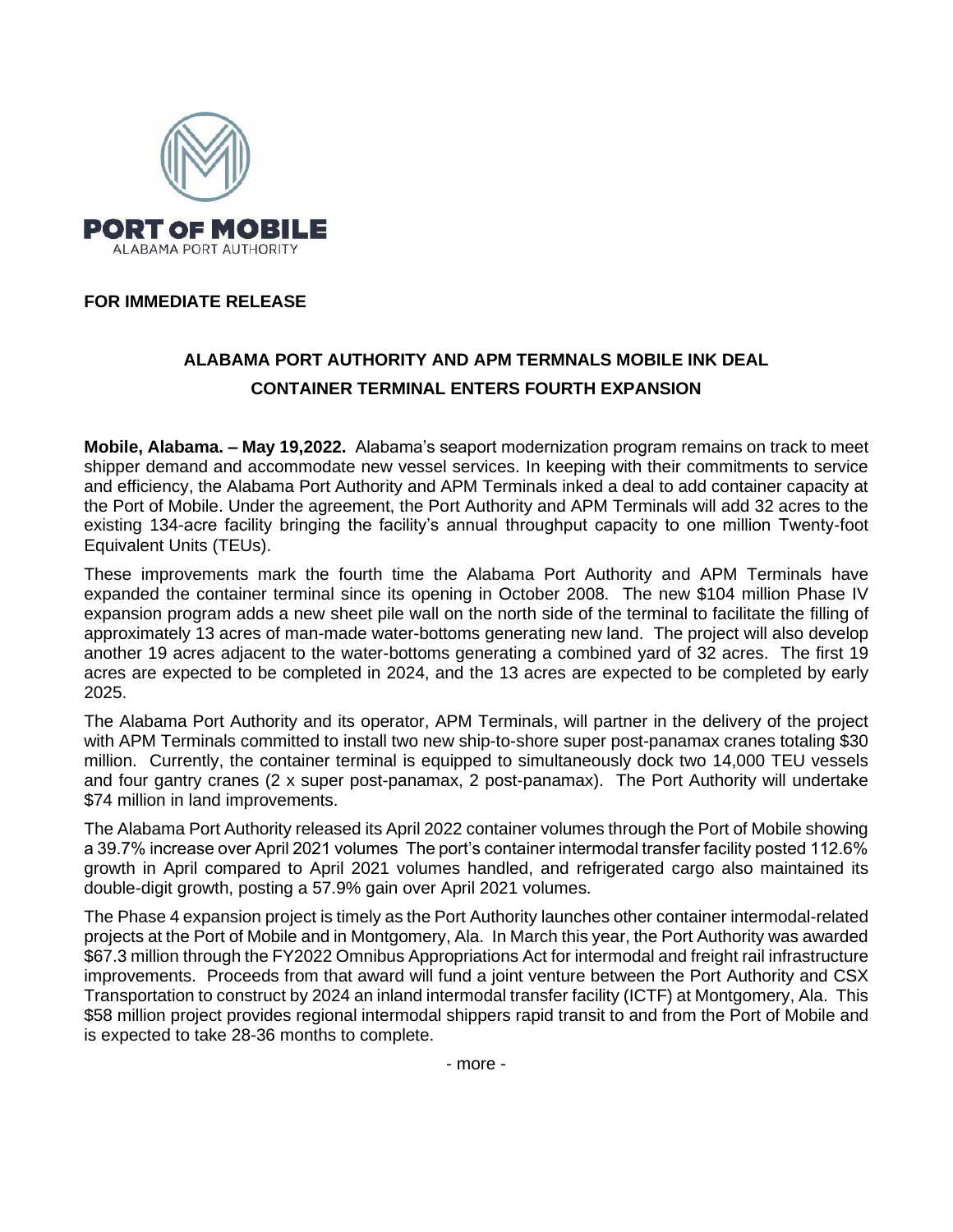PORT OF MOBILE
ALABAMA PORT AUTHORITY

**FOR IMMEDIATE RELEASE**

## ALABAMA PORT AUTHORITY AND APM TERMNALS MOBILE INK DEAL
## CONTAINER TERMINAL ENTERS FOURTH EXPANSION

**Mobile, Alabama. – May 19,2022.** Alabama's seaport modernization program remains on track to meet shipper demand and accommodate new vessel services. In keeping with their commitments to service and efficiency, the Alabama Port Authority and APM Terminals inked a deal to add container capacity at the Port of Mobile. Under the agreement, the Port Authority and APM Terminals will add 32 acres to the existing 134-acre facility bringing the facility's annual throughput capacity to one million Twenty-foot Equivalent Units (TEUs).

These improvements mark the fourth time the Alabama Port Authority and APM Terminals have expanded the container terminal since its opening in October 2008. The new $104 million Phase IV expansion program adds a new sheet pile wall on the north side of the terminal to facilitate the filling of approximately 13 acres of man-made water-bottoms generating new land. The project will also develop another 19 acres adjacent to the water-bottoms generating a combined yard of 32 acres. The first 19 acres are expected to be completed in 2024, and the 13 acres are expected to be completed by early 2025.

The Alabama Port Authority and its operator, APM Terminals, will partner in the delivery of the project with APM Terminals committed to install two new ship-to-shore super post-panamax cranes totaling $30 million. Currently, the container terminal is equipped to simultaneously dock two 14,000 TEU vessels and four gantry cranes (2 x super post-panamax, 2 post-panamax). The Port Authority will undertake $74 million in land improvements.

The Alabama Port Authority released its April 2022 container volumes through the Port of Mobile showing a 39.7% increase over April 2021 volumes The port's container intermodal transfer facility posted 112.6% growth in April compared to April 2021 volumes handled, and refrigerated cargo also maintained its double-digit growth, posting a 57.9% gain over April 2021 volumes.

The Phase 4 expansion project is timely as the Port Authority launches other container intermodal-related projects at the Port of Mobile and in Montgomery, Ala. In March this year, the Port Authority was awarded $67.3 million through the FY2022 Omnibus Appropriations Act for intermodal and freight rail infrastructure improvements. Proceeds from that award will fund a joint venture between the Port Authority and CSX Transportation to construct by 2024 an inland intermodal transfer facility (ICTF) at Montgomery, Ala. This $58 million project provides regional intermodal shippers rapid transit to and from the Port of Mobile and is expected to take 28-36 months to complete.

- more -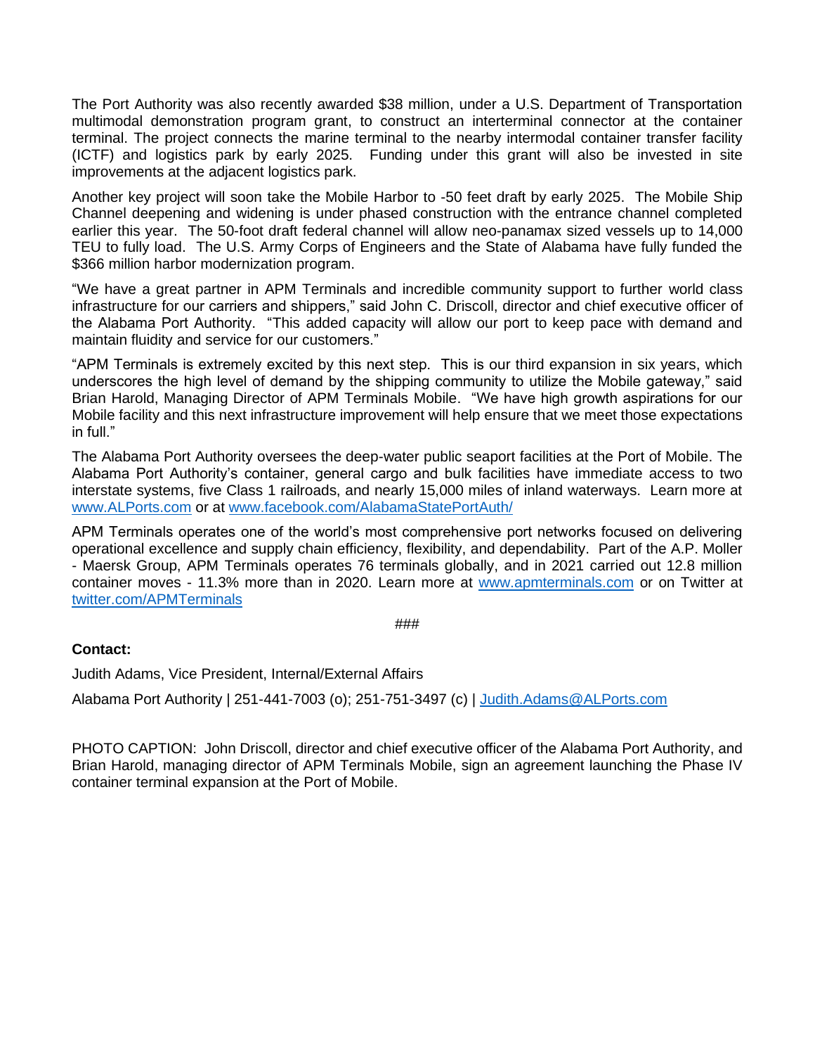The Port Authority was also recently awarded $38 million, under a U.S. Department of Transportation multimodal demonstration program grant, to construct an interterminal connector at the container terminal. The project connects the marine terminal to the nearby intermodal container transfer facility (ICTF) and logistics park by early 2025. Funding under this grant will also be invested in site improvements at the adjacent logistics park.

Another key project will soon take the Mobile Harbor to -50 feet draft by early 2025. The Mobile Ship Channel deepening and widening is under phased construction with the entrance channel completed earlier this year. The 50-foot draft federal channel will allow neo-panamax sized vessels up to 14,000 TEU to fully load. The U.S. Army Corps of Engineers and the State of Alabama have fully funded the $366 million harbor modernization program.

"We have a great partner in APM Terminals and incredible community support to further world class infrastructure for our carriers and shippers," said John C. Driscoll, director and chief executive officer of the Alabama Port Authority. "This added capacity will allow our port to keep pace with demand and maintain fluidity and service for our customers."

"APM Terminals is extremely excited by this next step. This is our third expansion in six years, which underscores the high level of demand by the shipping community to utilize the Mobile gateway," said Brian Harold, Managing Director of APM Terminals Mobile. "We have high growth aspirations for our Mobile facility and this next infrastructure improvement will help ensure that we meet those expectations in full."

The Alabama Port Authority oversees the deep-water public seaport facilities at the Port of Mobile. The Alabama Port Authority's container, general cargo and bulk facilities have immediate access to two interstate systems, five Class 1 railroads, and nearly 15,000 miles of inland waterways. Learn more at www.ALPorts.com or at www.facebook.com/AlabamaStatePortAuth/

APM Terminals operates one of the world's most comprehensive port networks focused on delivering operational excellence and supply chain efficiency, flexibility, and dependability. Part of the A.P. Moller - Maersk Group, APM Terminals operates 76 terminals globally, and in 2021 carried out 12.8 million container moves - 11.3% more than in 2020. Learn more at www.apmterminals.com or on Twitter at twitter.com/APMTerminals

###

**Contact:**

Judith Adams, Vice President, Internal/External Affairs

Alabama Port Authority | 251-441-7003 (o); 251-751-3497 (c) | Judith.Adams@ALPorts.com

PHOTO CAPTION: John Driscoll, director and chief executive officer of the Alabama Port Authority, and Brian Harold, managing director of APM Terminals Mobile, sign an agreement launching the Phase IV container terminal expansion at the Port of Mobile.